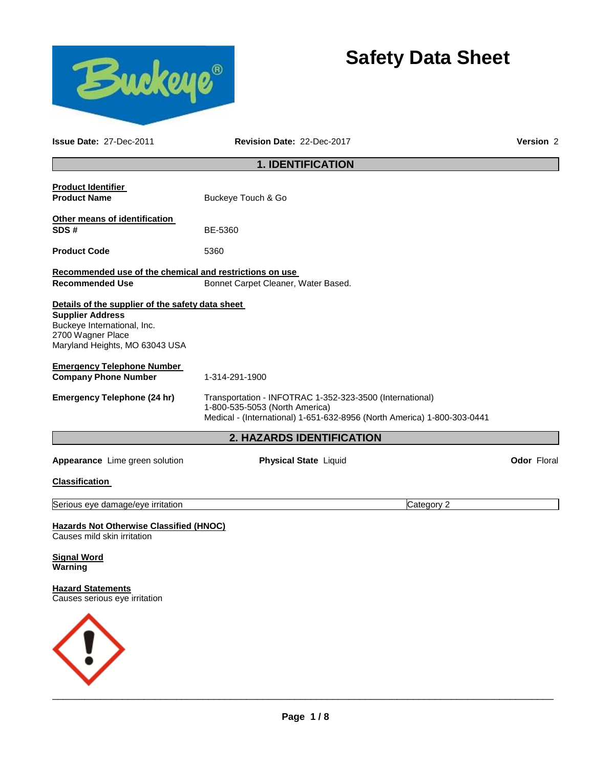# Safety Data Sheet

**Issue Date:** 27-Dec-2011 **Revision Date:** 22-Dec-2017 **Version** 2

## 1. IDENTIFICATION

**Product Identifier**

**Product Name** Buckeye Touch & Go

**Other means of identification**

**SDS #** BE-5360

**Product Code** 5360

**Recommended use of the chemical and restrictions on use**

**Recommended Use** Bonnet Carpet Cleaner, Water Based.

**Details of the supplier of the safety data sheet**

**Supplier Address**
Buckeye International, Inc.
2700 Wagner Place
Maryland Heights, MO 63043 USA

**Emergency Telephone Number**

**Company Phone Number** 1-314-291-1900

**Emergency Telephone (24 hr)** Transportation - INFOTRAC 1-352-323-3500 (International)
1-800-535-5053 (North America)
Medical - (International) 1-651-632-8956 (North America) 1-800-303-0441

## 2. HAZARDS IDENTIFICATION

**Appearance** Lime green solution **Physical State** Liquid **Odor** Floral

**Classification**

| Serious eye damage/eye irritation | Category 2 |
|---|---|

**Hazards Not Otherwise Classified (HNOC)**
Causes mild skin irritation

**Signal Word**
**Warning**

**Hazard Statements**
Causes serious eye irritation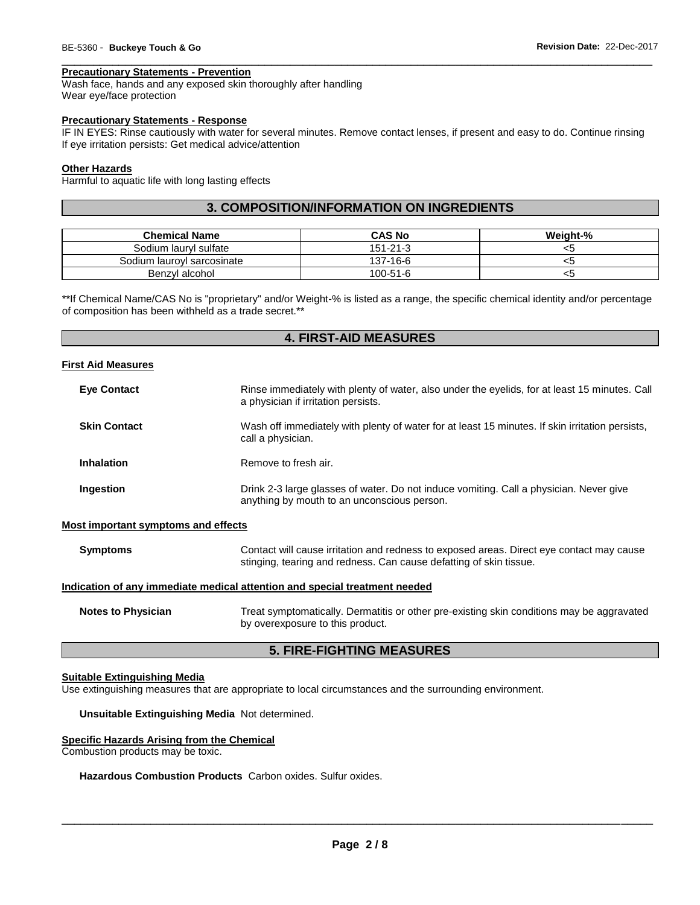**Precautionary Statements - Prevention**
Wash face, hands and any exposed skin thoroughly after handling
Wear eye/face protection

**Precautionary Statements - Response**
IF IN EYES: Rinse cautiously with water for several minutes. Remove contact lenses, if present and easy to do. Continue rinsing
If eye irritation persists: Get medical advice/attention

**Other Hazards**
Harmful to aquatic life with long lasting effects

## 3. COMPOSITION/INFORMATION ON INGREDIENTS

| Chemical Name | CAS No | Weight-% |
|---|---|---|
| Sodium lauryl sulfate | 151-21-3 | <5 |
| Sodium lauroyl sarcosinate | 137-16-6 | <5 |
| Benzyl alcohol | 100-51-6 | <5 |

**If Chemical Name/CAS No is "proprietary" and/or Weight-% is listed as a range, the specific chemical identity and/or percentage of composition has been withheld as a trade secret.**

## 4. FIRST-AID MEASURES

**First Aid Measures**

**Eye Contact** Rinse immediately with plenty of water, also under the eyelids, for at least 15 minutes. Call a physician if irritation persists.

**Skin Contact** Wash off immediately with plenty of water for at least 15 minutes. If skin irritation persists, call a physician.

**Inhalation** Remove to fresh air.

**Ingestion** Drink 2-3 large glasses of water. Do not induce vomiting. Call a physician. Never give anything by mouth to an unconscious person.

**Most important symptoms and effects**

**Symptoms** Contact will cause irritation and redness to exposed areas. Direct eye contact may cause stinging, tearing and redness. Can cause defatting of skin tissue.

**Indication of any immediate medical attention and special treatment needed**

**Notes to Physician** Treat symptomatically. Dermatitis or other pre-existing skin conditions may be aggravated by overexposure to this product.

## 5. FIRE-FIGHTING MEASURES

**Suitable Extinguishing Media**
Use extinguishing measures that are appropriate to local circumstances and the surrounding environment.

**Unsuitable Extinguishing Media** Not determined.

**Specific Hazards Arising from the Chemical**
Combustion products may be toxic.

**Hazardous Combustion Products** Carbon oxides. Sulfur oxides.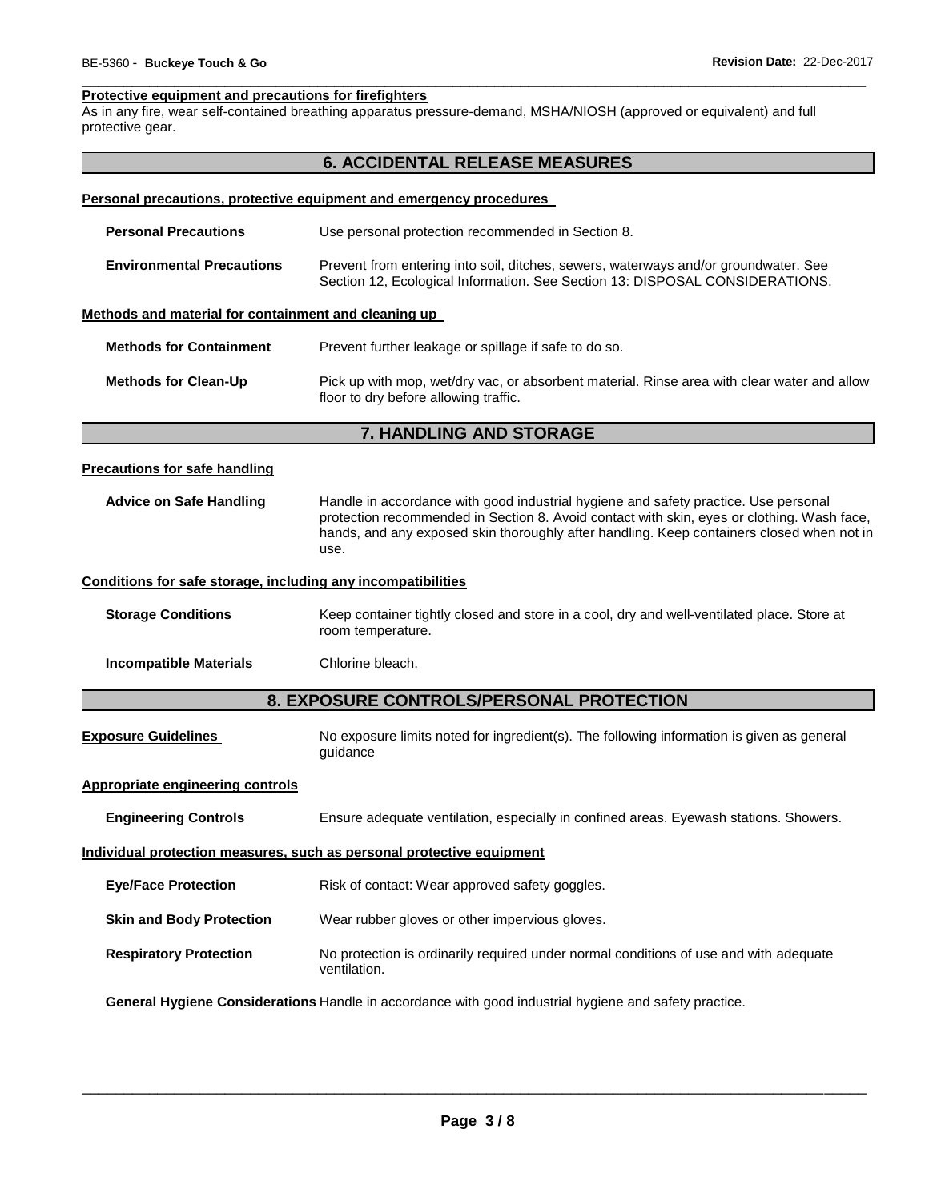**Protective equipment and precautions for firefighters**

As in any fire, wear self-contained breathing apparatus pressure-demand, MSHA/NIOSH (approved or equivalent) and full protective gear.

## 6. ACCIDENTAL RELEASE MEASURES

**Personal precautions, protective equipment and emergency procedures**

**Personal Precautions** Use personal protection recommended in Section 8.

**Environmental Precautions** Prevent from entering into soil, ditches, sewers, waterways and/or groundwater. See Section 12, Ecological Information. See Section 13: DISPOSAL CONSIDERATIONS.

**Methods and material for containment and cleaning up**

**Methods for Containment** Prevent further leakage or spillage if safe to do so.

**Methods for Clean-Up** Pick up with mop, wet/dry vac, or absorbent material. Rinse area with clear water and allow floor to dry before allowing traffic.

## 7. HANDLING AND STORAGE

**Precautions for safe handling**

**Advice on Safe Handling** Handle in accordance with good industrial hygiene and safety practice. Use personal protection recommended in Section 8. Avoid contact with skin, eyes or clothing. Wash face, hands, and any exposed skin thoroughly after handling. Keep containers closed when not in use.

**Conditions for safe storage, including any incompatibilities**

**Storage Conditions** Keep container tightly closed and store in a cool, dry and well-ventilated place. Store at room temperature.

**Incompatible Materials** Chlorine bleach.

## 8. EXPOSURE CONTROLS/PERSONAL PROTECTION

**Exposure Guidelines** No exposure limits noted for ingredient(s). The following information is given as general guidance

**Appropriate engineering controls**

**Engineering Controls** Ensure adequate ventilation, especially in confined areas. Eyewash stations. Showers.

**Individual protection measures, such as personal protective equipment**

**Eye/Face Protection** Risk of contact: Wear approved safety goggles.

**Skin and Body Protection** Wear rubber gloves or other impervious gloves.

**Respiratory Protection** No protection is ordinarily required under normal conditions of use and with adequate ventilation.

**General Hygiene Considerations** Handle in accordance with good industrial hygiene and safety practice.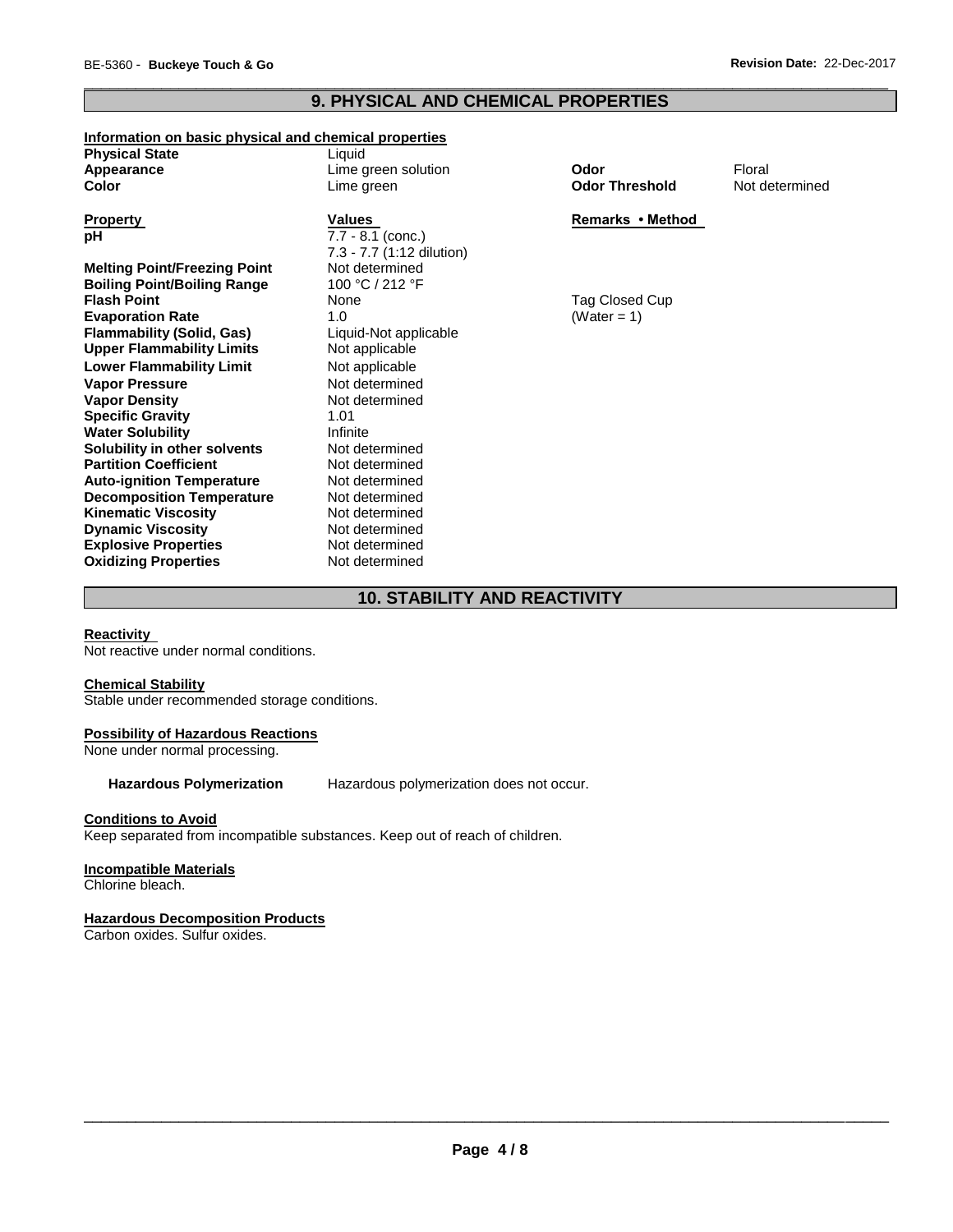## 9. PHYSICAL AND CHEMICAL PROPERTIES

**Information on basic physical and chemical properties**

| | | | |
|---|---|---|---|
| **Physical State** | Liquid | | |
| **Appearance** | Lime green solution | **Odor** | Floral |
| **Color** | Lime green | **Odor Threshold** | Not determined |

| **Property** | **Values** | **Remarks • Method** |
|---|---|---|
| **pH** | 7.7 - 8.1 (conc.)<br>7.3 - 7.7 (1:12 dilution) | |
| **Melting Point/Freezing Point** | Not determined | |
| **Boiling Point/Boiling Range** | 100 °C / 212 °F | |
| **Flash Point** | None | Tag Closed Cup |
| **Evaporation Rate** | 1.0 | (Water = 1) |
| **Flammability (Solid, Gas)** | Liquid-Not applicable | |
| **Upper Flammability Limits** | Not applicable | |
| **Lower Flammability Limit** | Not applicable | |
| **Vapor Pressure** | Not determined | |
| **Vapor Density** | Not determined | |
| **Specific Gravity** | 1.01 | |
| **Water Solubility** | Infinite | |
| **Solubility in other solvents** | Not determined | |
| **Partition Coefficient** | Not determined | |
| **Auto-ignition Temperature** | Not determined | |
| **Decomposition Temperature** | Not determined | |
| **Kinematic Viscosity** | Not determined | |
| **Dynamic Viscosity** | Not determined | |
| **Explosive Properties** | Not determined | |
| **Oxidizing Properties** | Not determined | |

## 10. STABILITY AND REACTIVITY

**Reactivity**

Not reactive under normal conditions.

**Chemical Stability**

Stable under recommended storage conditions.

**Possibility of Hazardous Reactions**

None under normal processing.

**Hazardous Polymerization** Hazardous polymerization does not occur.

**Conditions to Avoid**

Keep separated from incompatible substances. Keep out of reach of children.

**Incompatible Materials**

Chlorine bleach.

**Hazardous Decomposition Products**

Carbon oxides. Sulfur oxides.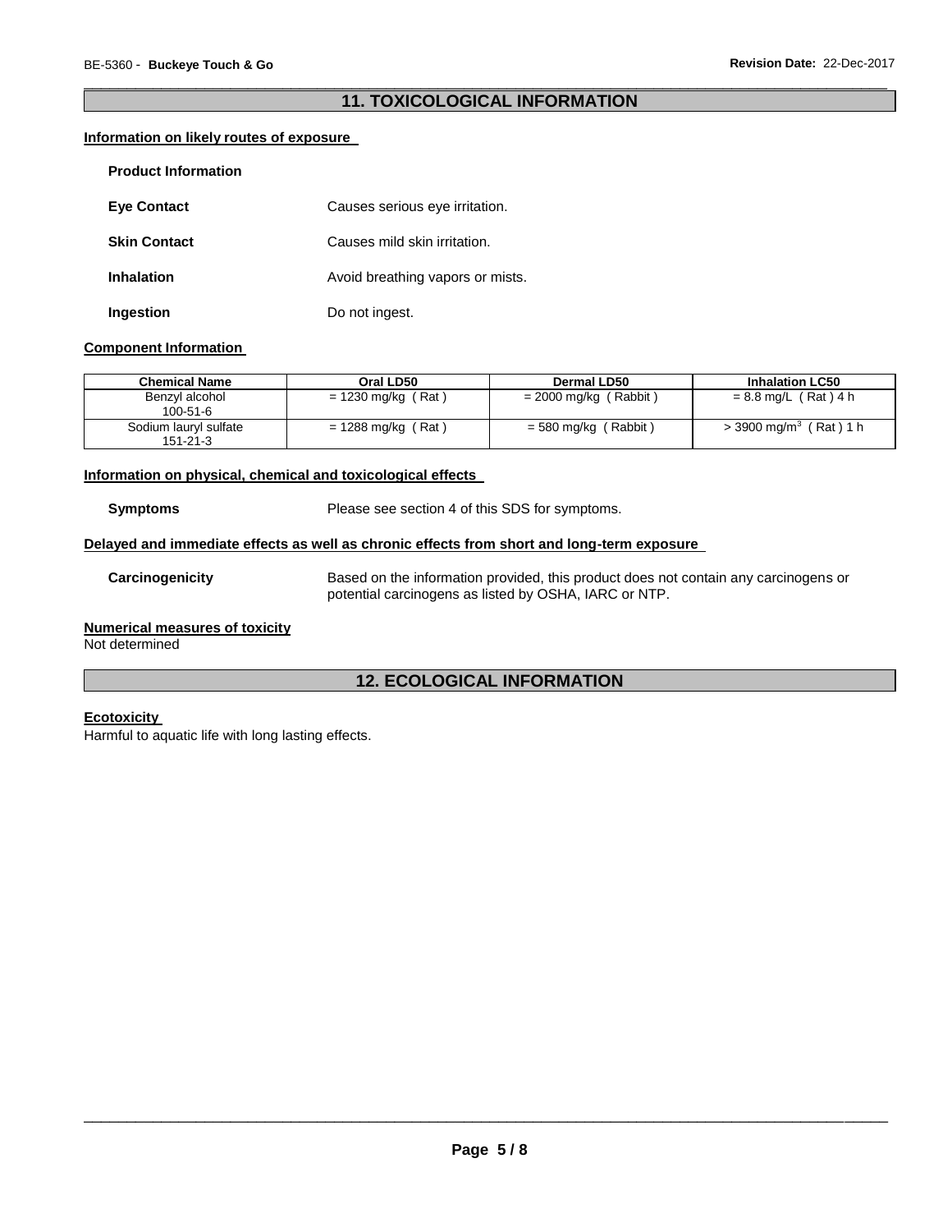## 11. TOXICOLOGICAL INFORMATION

### Information on likely routes of exposure

**Product Information**

**Eye Contact** Causes serious eye irritation.

**Skin Contact** Causes mild skin irritation.

**Inhalation** Avoid breathing vapors or mists.

**Ingestion** Do not ingest.

### Component Information

| Chemical Name | Oral LD50 | Dermal LD50 | Inhalation LC50 |
|---|---|---|---|
| Benzyl alcohol 100-51-6 | = 1230 mg/kg ( Rat ) | = 2000 mg/kg ( Rabbit ) | = 8.8 mg/L ( Rat ) 4 h |
| Sodium lauryl sulfate 151-21-3 | = 1288 mg/kg ( Rat ) | = 580 mg/kg ( Rabbit ) | > 3900 mg/m$^3$ ( Rat ) 1 h |

### Information on physical, chemical and toxicological effects

**Symptoms** Please see section 4 of this SDS for symptoms.

### Delayed and immediate effects as well as chronic effects from short and long-term exposure

**Carcinogenicity** Based on the information provided, this product does not contain any carcinogens or potential carcinogens as listed by OSHA, IARC or NTP.

### Numerical measures of toxicity

Not determined

## 12. ECOLOGICAL INFORMATION

### Ecotoxicity

Harmful to aquatic life with long lasting effects.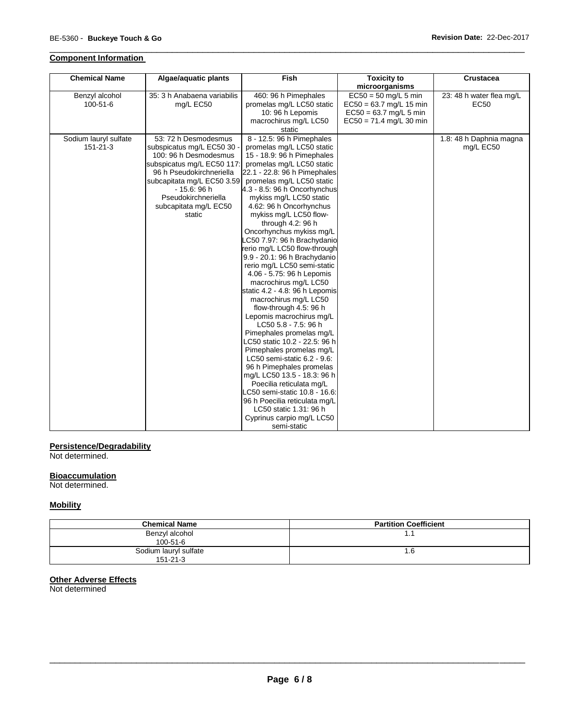## Component Information

| Chemical Name | Algae/aquatic plants | Fish | Toxicity to microorganisms | Crustacea |
|---|---|---|---|---|
| Benzyl alcohol 100-51-6 | 35: 3 h Anabaena variabilis mg/L EC50 | 460: 96 h Pimephales promelas mg/L LC50 static 10: 96 h Lepomis macrochirus mg/L LC50 static | EC50 = 50 mg/L 5 min EC50 = 63.7 mg/L 15 min EC50 = 63.7 mg/L 5 min EC50 = 71.4 mg/L 30 min | 23: 48 h water flea mg/L EC50 |
| Sodium lauryl sulfate 151-21-3 | 53: 72 h Desmodesmus subspicatus mg/L EC50 30 - 100: 96 h Desmodesmus subspicatus mg/L EC50 117: 96 h Pseudokirchneriella subcapitata mg/L EC50 3.59 - 15.6: 96 h Pseudokirchneriella subcapitata mg/L EC50 static | 8 - 12.5: 96 h Pimephales promelas mg/L LC50 static 15 - 18.9: 96 h Pimephales promelas mg/L LC50 static 22.1 - 22.8: 96 h Pimephales promelas mg/L LC50 static 4.3 - 8.5: 96 h Oncorhynchus mykiss mg/L LC50 static 4.62: 96 h Oncorhynchus mykiss mg/L LC50 flow-through 4.2: 96 h Oncorhynchus mykiss mg/L LC50 7.97: 96 h Brachydanio rerio mg/L LC50 flow-through 9.9 - 20.1: 96 h Brachydanio rerio mg/L LC50 semi-static 4.06 - 5.75: 96 h Lepomis macrochirus mg/L LC50 static 4.2 - 4.8: 96 h Lepomis macrochirus mg/L LC50 flow-through 4.5: 96 h Lepomis macrochirus mg/L LC50 5.8 - 7.5: 96 h Pimephales promelas mg/L LC50 static 10.2 - 22.5: 96 h Pimephales promelas mg/L LC50 semi-static 6.2 - 9.6: 96 h Pimephales promelas mg/L LC50 13.5 - 18.3: 96 h Poecilia reticulata mg/L LC50 semi-static 10.8 - 16.6: 96 h Poecilia reticulata mg/L LC50 static 1.31: 96 h Cyprinus carpio mg/L LC50 semi-static | | 1.8: 48 h Daphnia magna mg/L EC50 |

## Persistence/Degradability

Not determined.

## Bioaccumulation

Not determined.

## Mobility

| Chemical Name | Partition Coefficient |
|---|---|
| Benzyl alcohol 100-51-6 | 1.1 |
| Sodium lauryl sulfate 151-21-3 | 1.6 |

## Other Adverse Effects

Not determined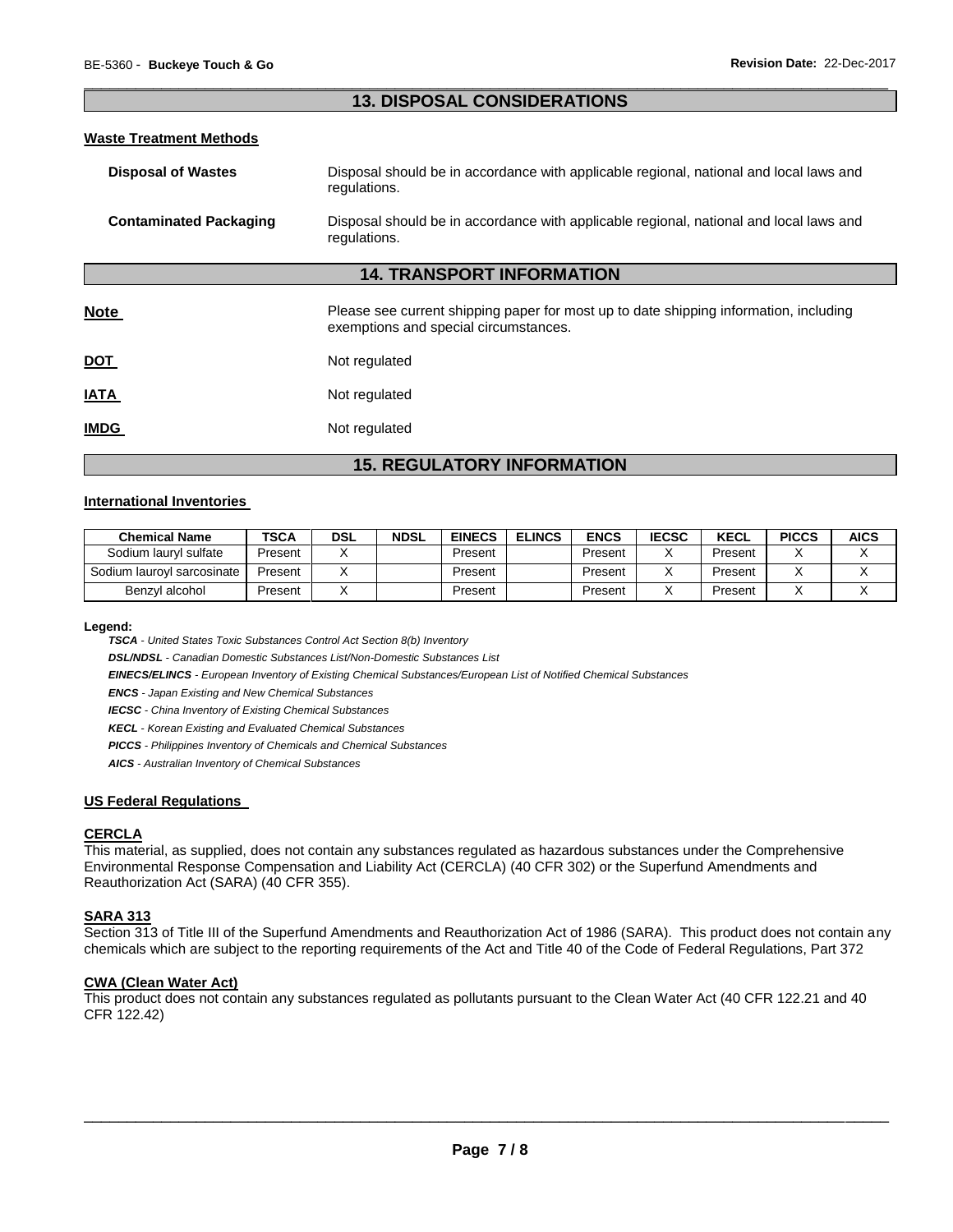## 13. DISPOSAL CONSIDERATIONS

### Waste Treatment Methods

**Disposal of Wastes**: Disposal should be in accordance with applicable regional, national and local laws and regulations.

**Contaminated Packaging**: Disposal should be in accordance with applicable regional, national and local laws and regulations.

## 14. TRANSPORT INFORMATION

**Note**: Please see current shipping paper for most up to date shipping information, including exemptions and special circumstances.

**DOT**: Not regulated

**IATA**: Not regulated

**IMDG**: Not regulated

## 15. REGULATORY INFORMATION

### International Inventories

| Chemical Name | TSCA | DSL | NDSL | EINECS | ELINCS | ENCS | IECSC | KECL | PICCS | AICS |
|---|---|---|---|---|---|---|---|---|---|---|
| Sodium lauryl sulfate | Present | X | | Present | | Present | X | Present | X | X |
| Sodium lauroyl sarcosinate | Present | X | | Present | | Present | X | Present | X | X |
| Benzyl alcohol | Present | X | | Present | | Present | X | Present | X | X |

**Legend:**

***TSCA*** *- United States Toxic Substances Control Act Section 8(b) Inventory*

***DSL/NDSL*** *- Canadian Domestic Substances List/Non-Domestic Substances List*

***EINECS/ELINCS*** *- European Inventory of Existing Chemical Substances/European List of Notified Chemical Substances*

***ENCS*** *- Japan Existing and New Chemical Substances*

***IECSC*** *- China Inventory of Existing Chemical Substances*

***KECL*** *- Korean Existing and Evaluated Chemical Substances*

***PICCS*** *- Philippines Inventory of Chemicals and Chemical Substances*

***AICS*** *- Australian Inventory of Chemical Substances*

### US Federal Regulations

#### CERCLA

This material, as supplied, does not contain any substances regulated as hazardous substances under the Comprehensive Environmental Response Compensation and Liability Act (CERCLA) (40 CFR 302) or the Superfund Amendments and Reauthorization Act (SARA) (40 CFR 355).

#### SARA 313

Section 313 of Title III of the Superfund Amendments and Reauthorization Act of 1986 (SARA). This product does not contain any chemicals which are subject to the reporting requirements of the Act and Title 40 of the Code of Federal Regulations, Part 372

#### CWA (Clean Water Act)

This product does not contain any substances regulated as pollutants pursuant to the Clean Water Act (40 CFR 122.21 and 40 CFR 122.42)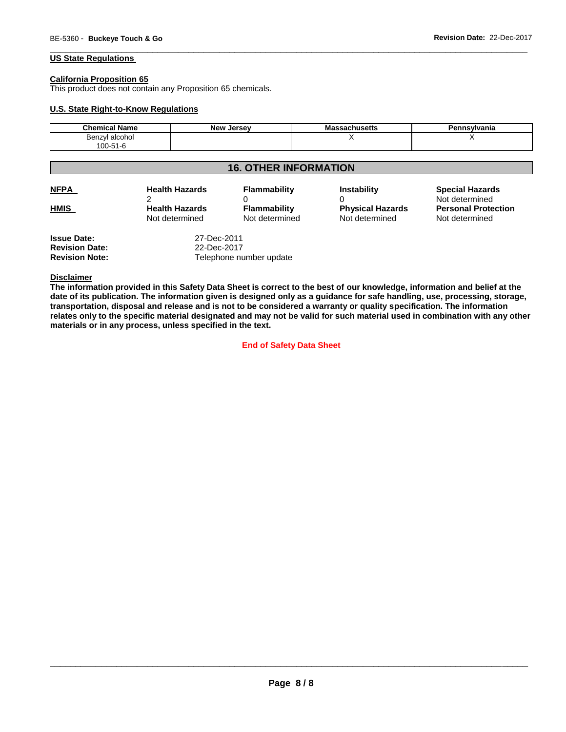#### US State Regulations

#### California Proposition 65

This product does not contain any Proposition 65 chemicals.

#### U.S. State Right-to-Know Regulations

| Chemical Name | New Jersey | Massachusetts | Pennsylvania |
|---|---|---|---|
| Benzyl alcohol<br>100-51-6 | | X | X |

## 16. OTHER INFORMATION

| | | | | |
|---|---|---|---|---|
| **NFPA** | **Health Hazards**<br>2 | **Flammability**<br>0 | **Instability**<br>0 | **Special Hazards**<br>Not determined |
| **HMIS** | **Health Hazards**<br>Not determined | **Flammability**<br>Not determined | **Physical Hazards**<br>Not determined | **Personal Protection**<br>Not determined |

**Issue Date:** 27-Dec-2011
**Revision Date:** 22-Dec-2017
**Revision Note:** Telephone number update

#### Disclaimer

**The information provided in this Safety Data Sheet is correct to the best of our knowledge, information and belief at the date of its publication. The information given is designed only as a guidance for safe handling, use, processing, storage, transportation, disposal and release and is not to be considered a warranty or quality specification. The information relates only to the specific material designated and may not be valid for such material used in combination with any other materials or in any process, unless specified in the text.**

**End of Safety Data Sheet**